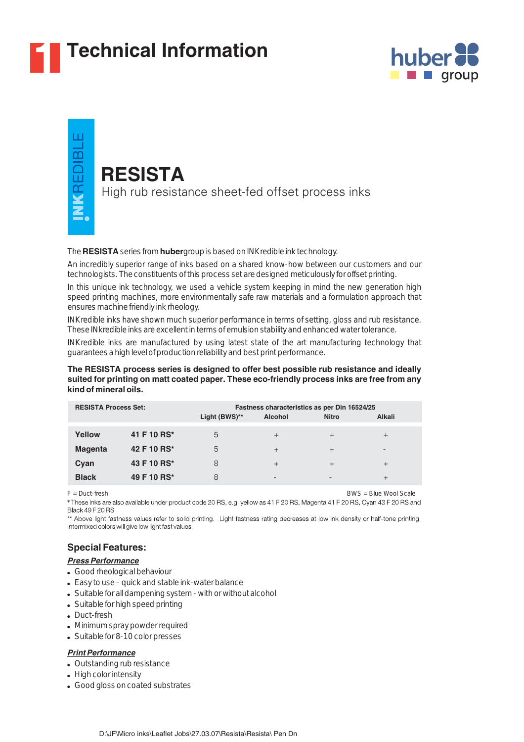# Technical Information

INKREDIBLE

## RESISTA

High rub resistance sheet-fed offset process inks

The **RESISTA** series from **huber**group is based on INKredible ink technology.

An incredibly superior range of inks based on a shared know-how between our customers and our technologists. The constituents of this process set are designed meticulously for offset printing.

In this unique ink technology, we used a vehicle system keeping in mind the new generation high speed printing machines, more environmentally safe raw materials and a formulation approach that ensures machine friendly ink rheology.

INKredible inks have shown much superior performance in terms of setting, gloss and rub resistance. These INkredible inks are excellent in terms of emulsion stability and enhanced water tolerance.

INKredible inks are manufactured by using latest state of the art manufacturing technology that guarantees a high level of production reliability and best print performance.

**The RESISTA process series is designed to offer best possible rub resistance and ideally suited for printing on matt coated paper. These eco-friendly process inks are free from any kind of mineral oils.**

| RESISTA Process Set: | | Fastness characteristics as per Din 16524/25 | | | |
|---|---|---|---|---|---|
| | | Light (BWS)** | Alcohol | Nitro | Alkali |
| **Yellow** | **41 F 10 RS*** | 5 | + | + | + |
| **Magenta** | **42 F 10 RS*** | 5 | + | + | - |
| **Cyan** | **43 F 10 RS*** | 8 | + | + | + |
| **Black** | **49 F 10 RS*** | 8 | - | - | + |

F = Duct-fresh BWS = Blue Wool Scale

* These inks are also available under product code 20 RS, e.g. yellow as 41 F 20 RS, Magenta 41 F 20 RS, Cyan 43 F 20 RS and Black 49 F 20 RS

** Above light fastness values refer to solid printing. Light fastness rating decreases at low ink density or half-tone printing. Intermixed colors will give low light fast values.

### Special Features:

***Press Performance***

- Good rheological behaviour
- Easy to use – quick and stable ink-water balance
- Suitable for all dampening system - with or without alcohol
- Suitable for high speed printing
- Duct-fresh
- Minimum spray powder required
- Suitable for 8-10 color presses

***Print Performance***

- Outstanding rub resistance
- High color intensity
- Good gloss on coated substrates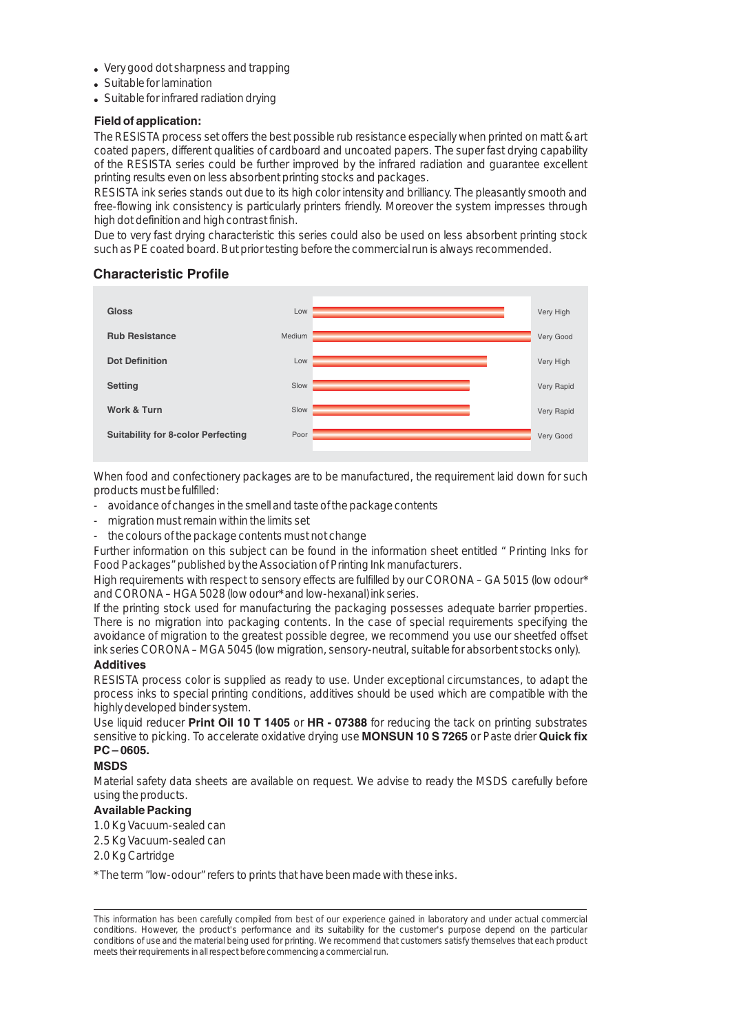- Very good dot sharpness and trapping
- Suitable for lamination
- Suitable for infrared radiation drying

**Field of application:**

The RESISTA process set offers the best possible rub resistance especially when printed on matt & art coated papers, different qualities of cardboard and uncoated papers. The super fast drying capability of the RESISTA series could be further improved by the infrared radiation and guarantee excellent printing results even on less absorbent printing stocks and packages.

RESISTA ink series stands out due to its high color intensity and brilliancy. The pleasantly smooth and free-flowing ink consistency is particularly printers friendly. Moreover the system impresses through high dot definition and high contrast finish.

Due to very fast drying characteristic this series could also be used on less absorbent printing stock such as PE coated board. But prior testing before the commercial run is always recommended.

## Characteristic Profile

Gloss — Low — Very High

Rub Resistance — Medium — Very Good

Dot Definition — Low — Very High

Setting — Slow — Very Rapid

Work & Turn — Slow — Very Rapid

Suitability for 8-color Perfecting — Poor — Very Good

When food and confectionery packages are to be manufactured, the requirement laid down for such products must be fulfilled:

- avoidance of changes in the smell and taste of the package contents
- migration must remain within the limits set
- the colours of the package contents must not change

Further information on this subject can be found in the information sheet entitled " Printing Inks for Food Packages" published by the Association of Printing Ink manufacturers.

High requirements with respect to sensory effects are fulfilled by our CORONA – GA 5015 (low odour* and CORONA – HGA 5028 (low odour* and low-hexanal) ink series.

If the printing stock used for manufacturing the packaging possesses adequate barrier properties. There is no migration into packaging contents. In the case of special requirements specifying the avoidance of migration to the greatest possible degree, we recommend you use our sheetfed offset ink series CORONA – MGA 5045 (low migration, sensory-neutral, suitable for absorbent stocks only).

**Additives**

RESISTA process color is supplied as ready to use. Under exceptional circumstances, to adapt the process inks to special printing conditions, additives should be used which are compatible with the highly developed binder system.

Use liquid reducer **Print Oil 10 T 1405** or **HR - 07388** for reducing the tack on printing substrates sensitive to picking. To accelerate oxidative drying use **MONSUN 10 S 7265** or Paste drier **Quick fix PC – 0605.**

**MSDS**

Material safety data sheets are available on request. We advise to ready the MSDS carefully before using the products.

**Available Packing**

1.0 Kg Vacuum-sealed can

2.5 Kg Vacuum-sealed can

2.0 Kg Cartridge

*The term "low-odour" refers to prints that have been made with these inks.

This information has been carefully compiled from best of our experience gained in laboratory and under actual commercial conditions. However, the product's performance and its suitability for the customer's purpose depend on the particular conditions of use and the material being used for printing. We recommend that customers satisfy themselves that each product meets their requirements in all respect before commencing a commercial run.